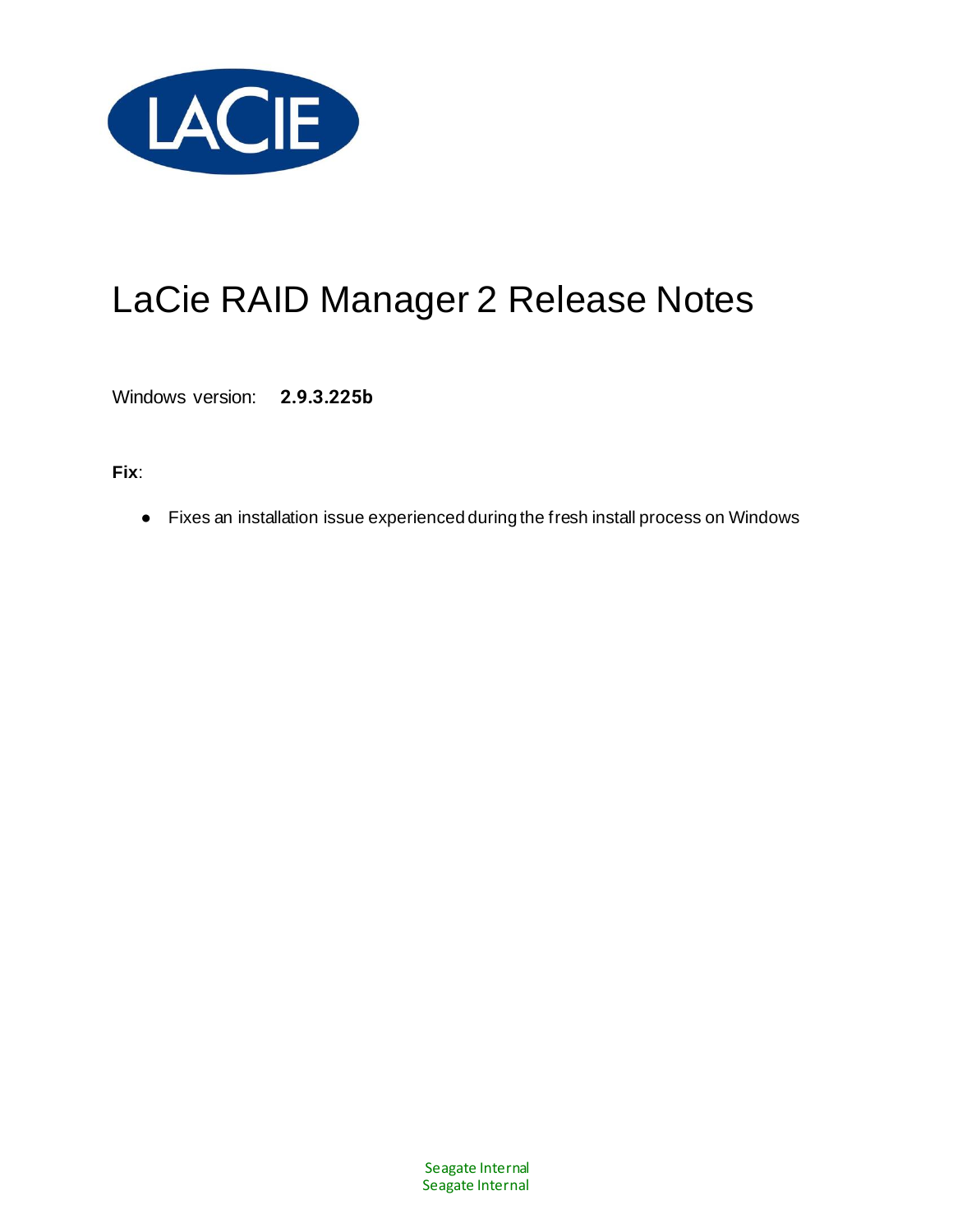# LaCie RAID Manager 2 Release Notes

Windows version: **2.9.3.225b**

**Fix**:

- Fixes an installation issue experienced during the fresh install process on Windows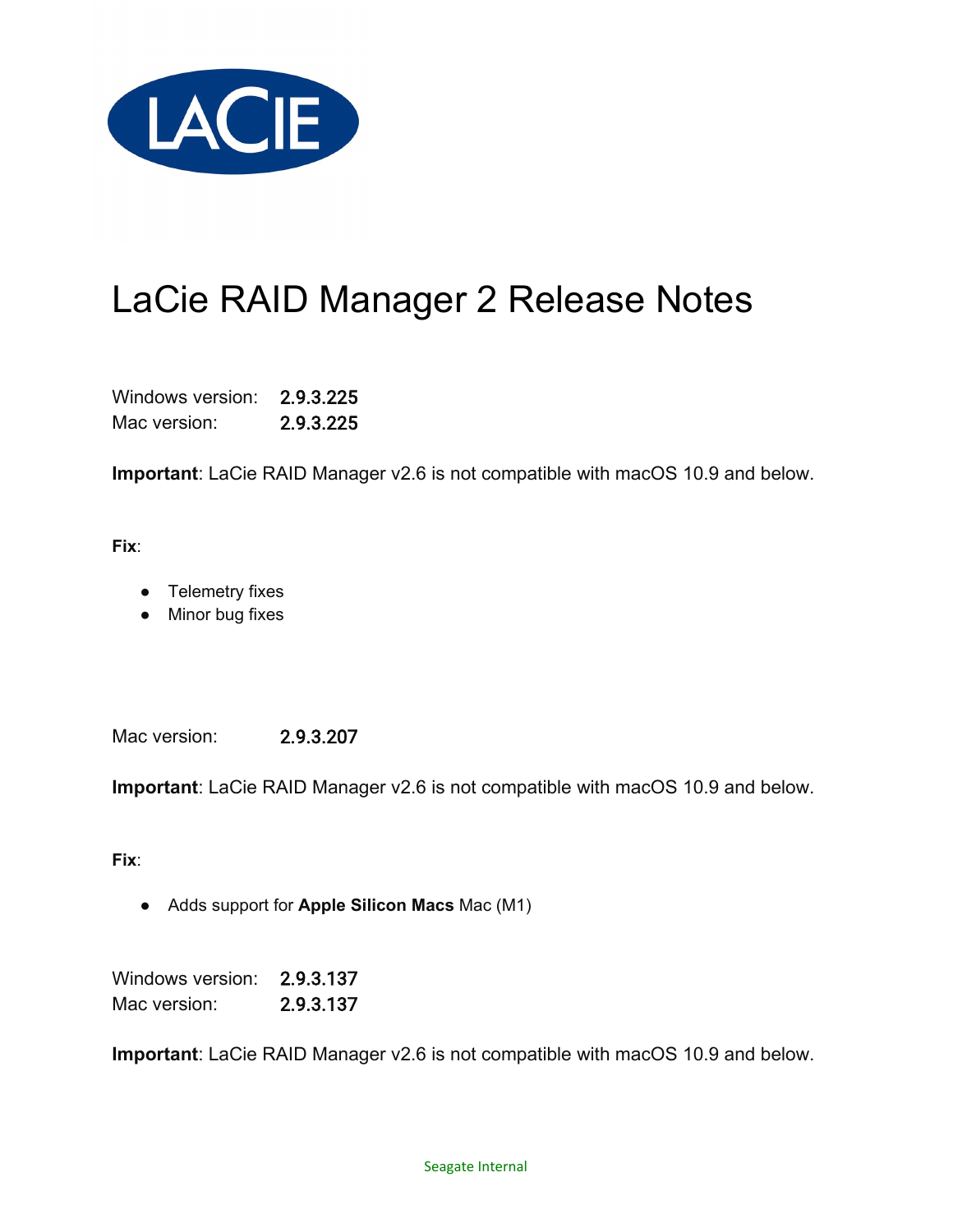# LaCie RAID Manager 2 Release Notes

Windows version: **2.9.3.225**
Mac version: **2.9.3.225**

**Important**: LaCie RAID Manager v2.6 is not compatible with macOS 10.9 and below.

**Fix**:

- Telemetry fixes
- Minor bug fixes

Mac version: **2.9.3.207**

**Important**: LaCie RAID Manager v2.6 is not compatible with macOS 10.9 and below.

**Fix**:

- Adds support for **Apple Silicon Macs** Mac (M1)

Windows version: **2.9.3.137**
Mac version: **2.9.3.137**

**Important**: LaCie RAID Manager v2.6 is not compatible with macOS 10.9 and below.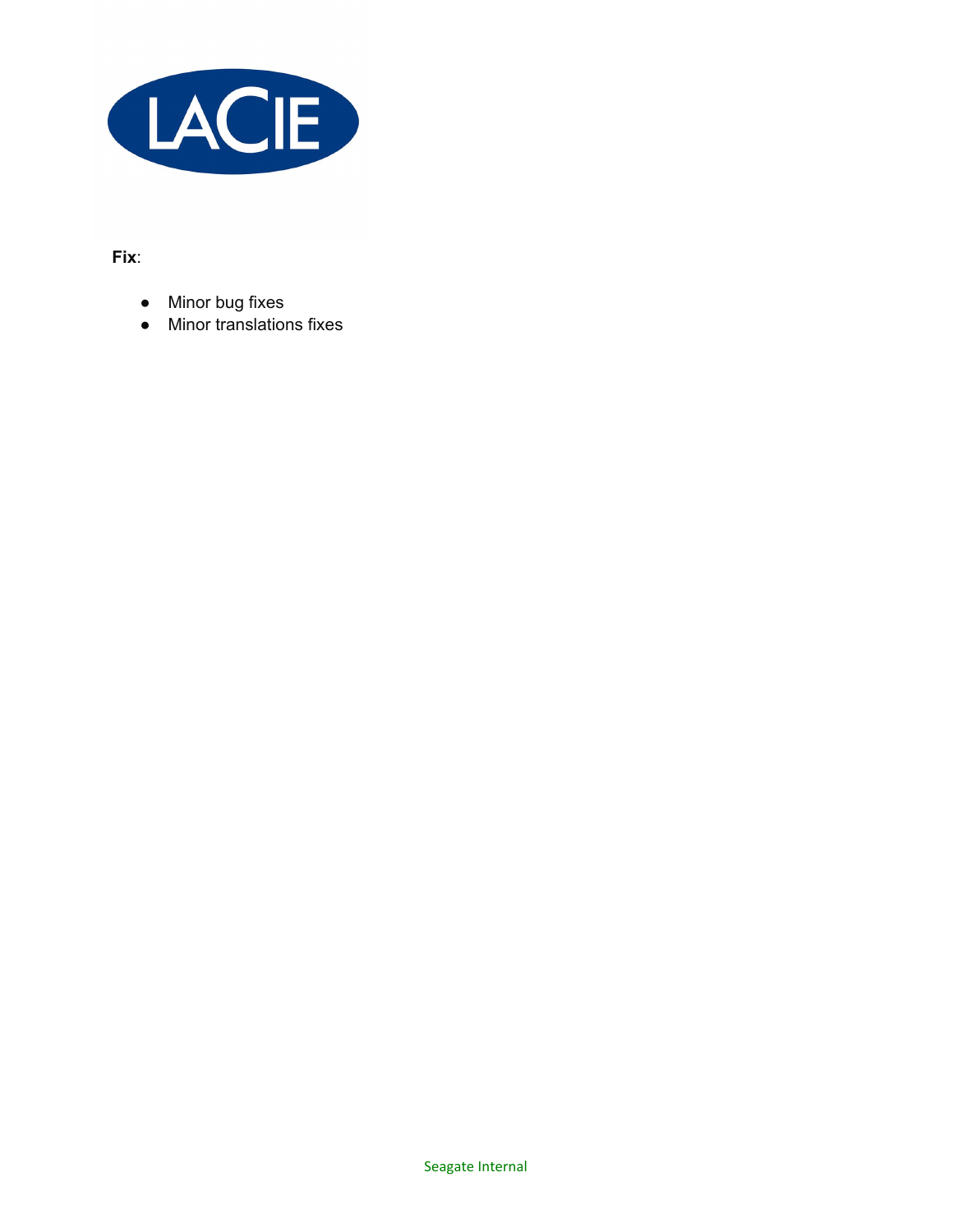**Fix**:

- Minor bug fixes
- Minor translations fixes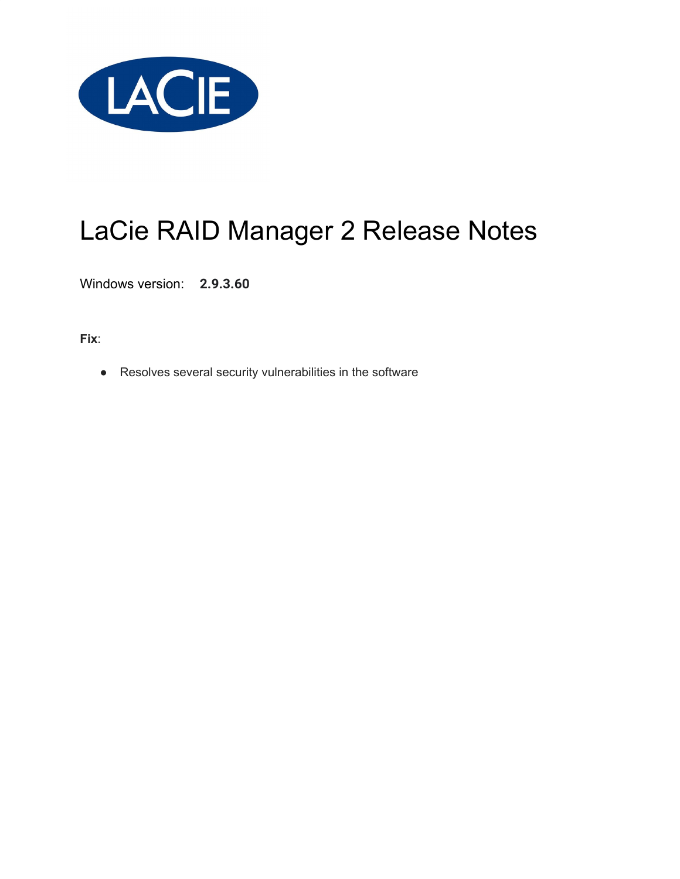# LaCie RAID Manager 2 Release Notes

Windows version: **2.9.3.60**

**Fix**:

- Resolves several security vulnerabilities in the software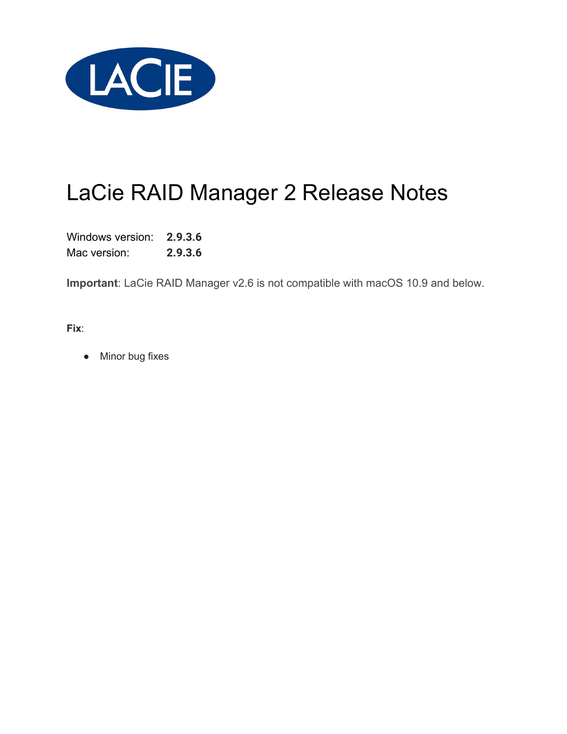# LaCie RAID Manager 2 Release Notes

Windows version: **2.9.3.6**
Mac version: **2.9.3.6**

**Important**: LaCie RAID Manager v2.6 is not compatible with macOS 10.9 and below.

**Fix**:

- Minor bug fixes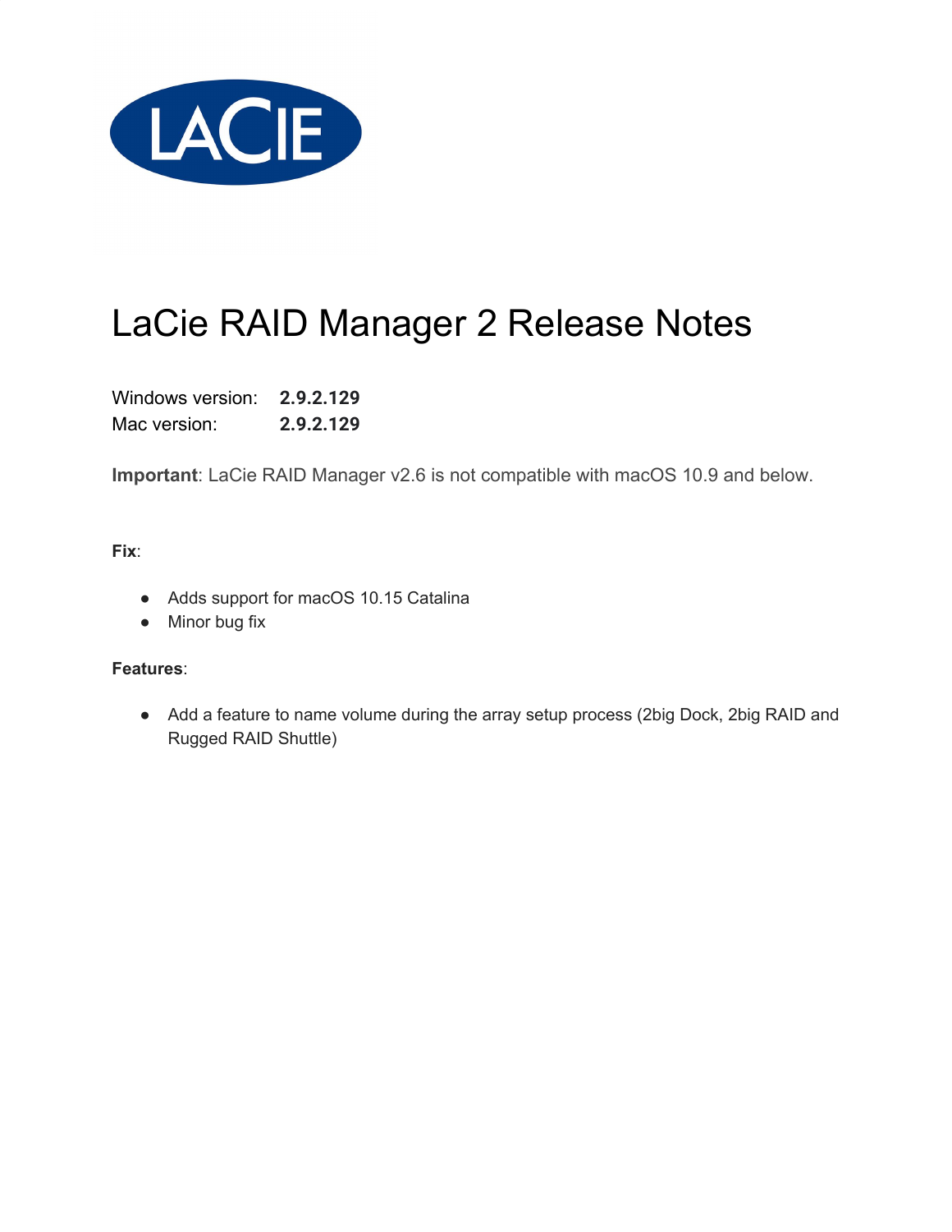# LaCie RAID Manager 2 Release Notes

Windows version: **2.9.2.129**
Mac version: **2.9.2.129**

**Important**: LaCie RAID Manager v2.6 is not compatible with macOS 10.9 and below.

**Fix**:

- Adds support for macOS 10.15 Catalina
- Minor bug fix

**Features**:

- Add a feature to name volume during the array setup process (2big Dock, 2big RAID and Rugged RAID Shuttle)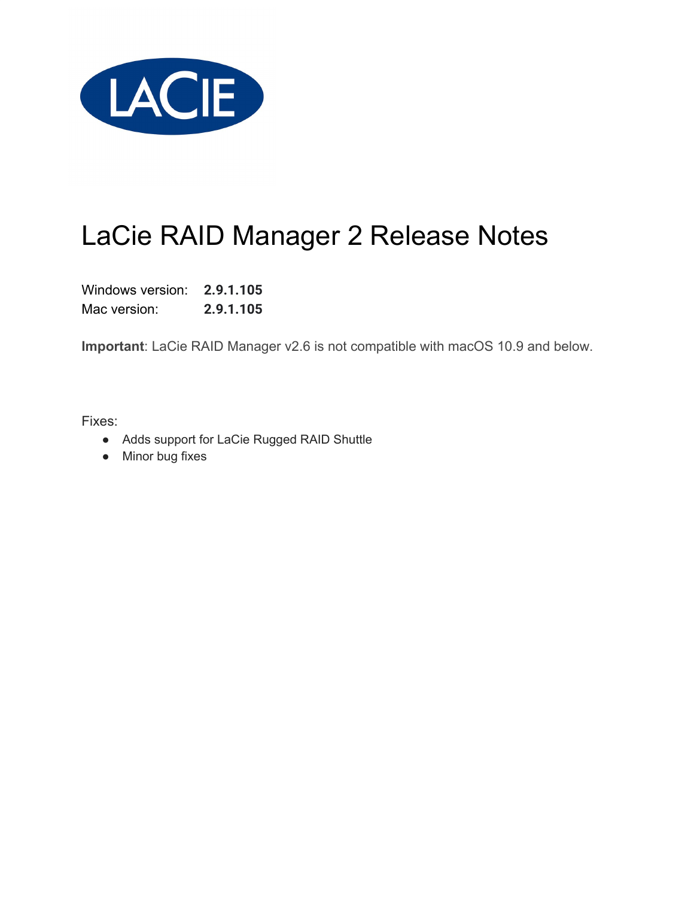# LaCie RAID Manager 2 Release Notes

Windows version: **2.9.1.105**

Mac version: **2.9.1.105**

**Important**: LaCie RAID Manager v2.6 is not compatible with macOS 10.9 and below.

Fixes:

- Adds support for LaCie Rugged RAID Shuttle
- Minor bug fixes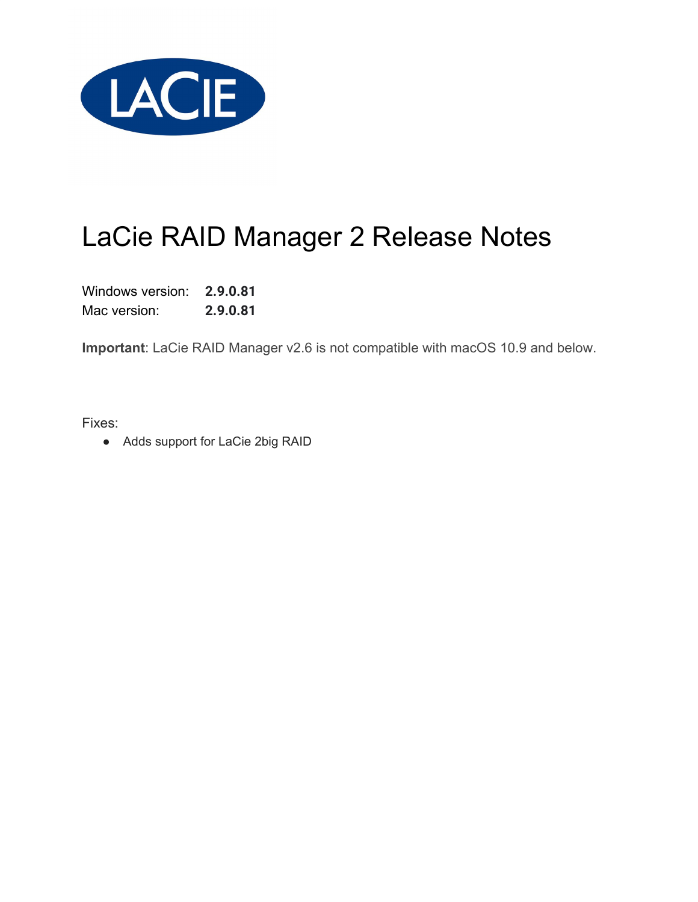# LaCie RAID Manager 2 Release Notes

Windows version: **2.9.0.81**
Mac version: **2.9.0.81**

**Important**: LaCie RAID Manager v2.6 is not compatible with macOS 10.9 and below.

Fixes:

- Adds support for LaCie 2big RAID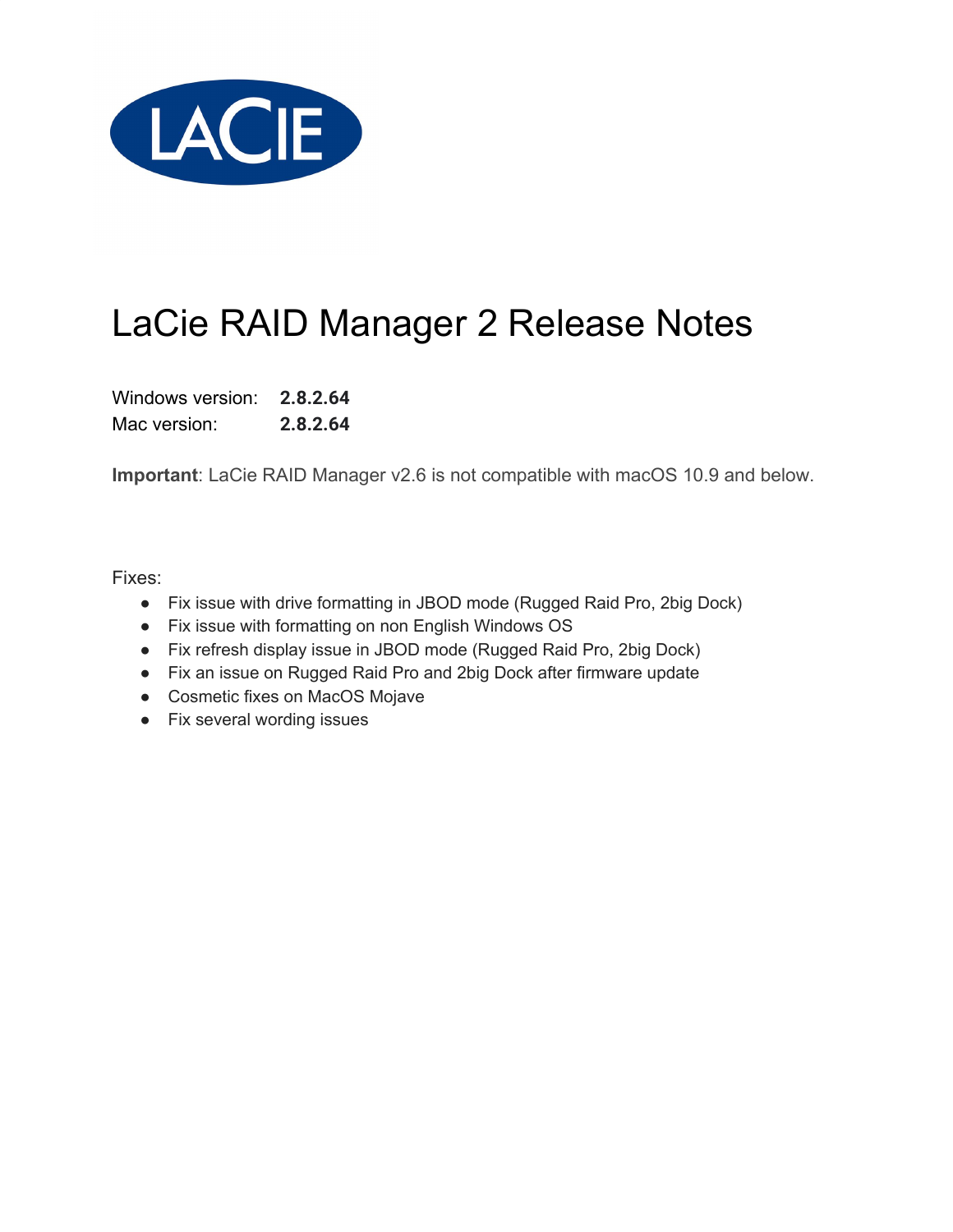# LaCie RAID Manager 2 Release Notes

Windows version: **2.8.2.64**
Mac version: **2.8.2.64**

**Important**: LaCie RAID Manager v2.6 is not compatible with macOS 10.9 and below.

Fixes:

- Fix issue with drive formatting in JBOD mode (Rugged Raid Pro, 2big Dock)
- Fix issue with formatting on non English Windows OS
- Fix refresh display issue in JBOD mode (Rugged Raid Pro, 2big Dock)
- Fix an issue on Rugged Raid Pro and 2big Dock after firmware update
- Cosmetic fixes on MacOS Mojave
- Fix several wording issues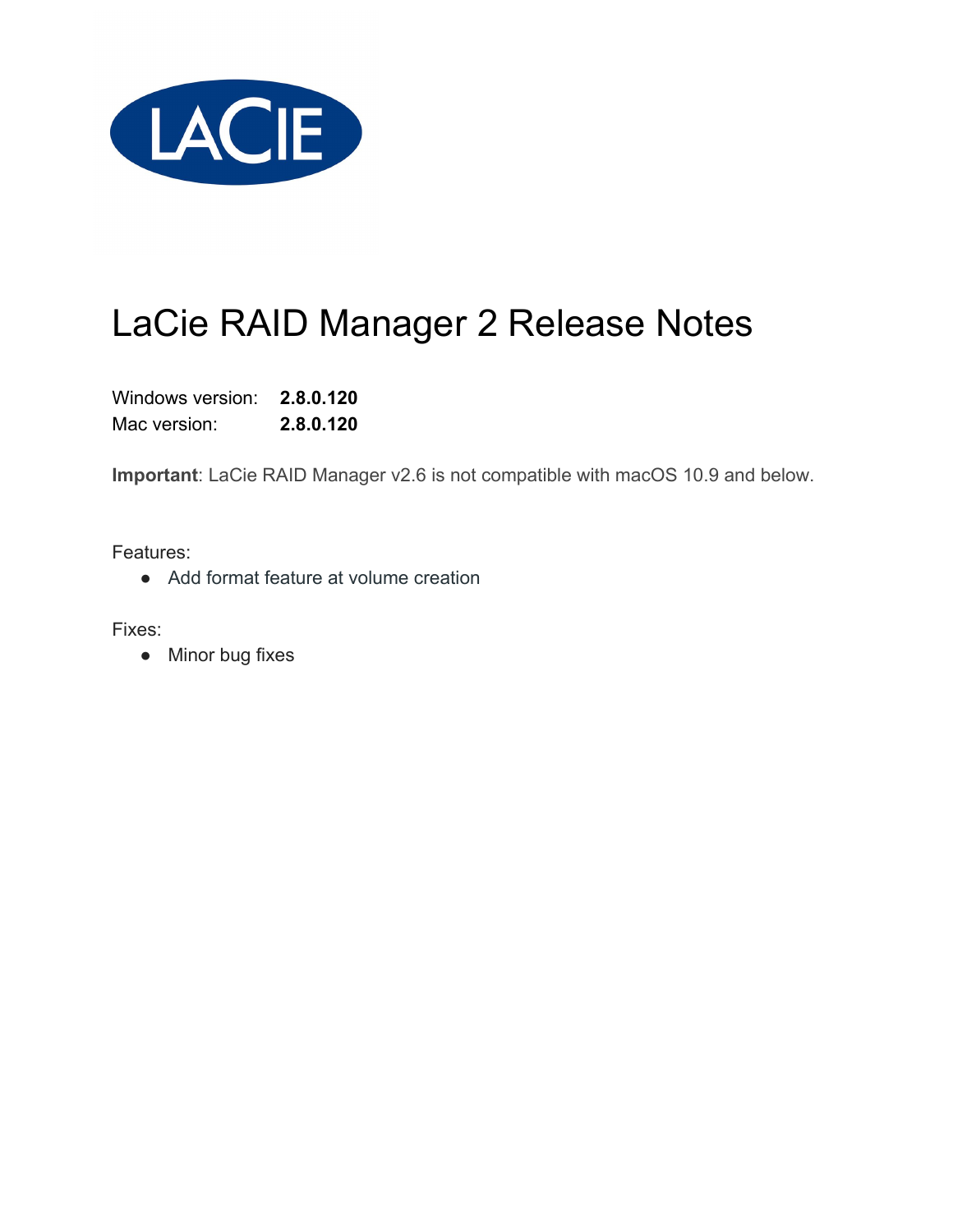# LaCie RAID Manager 2 Release Notes

Windows version: **2.8.0.120**
Mac version: **2.8.0.120**

**Important**: LaCie RAID Manager v2.6 is not compatible with macOS 10.9 and below.

Features:

- Add format feature at volume creation

Fixes:

- Minor bug fixes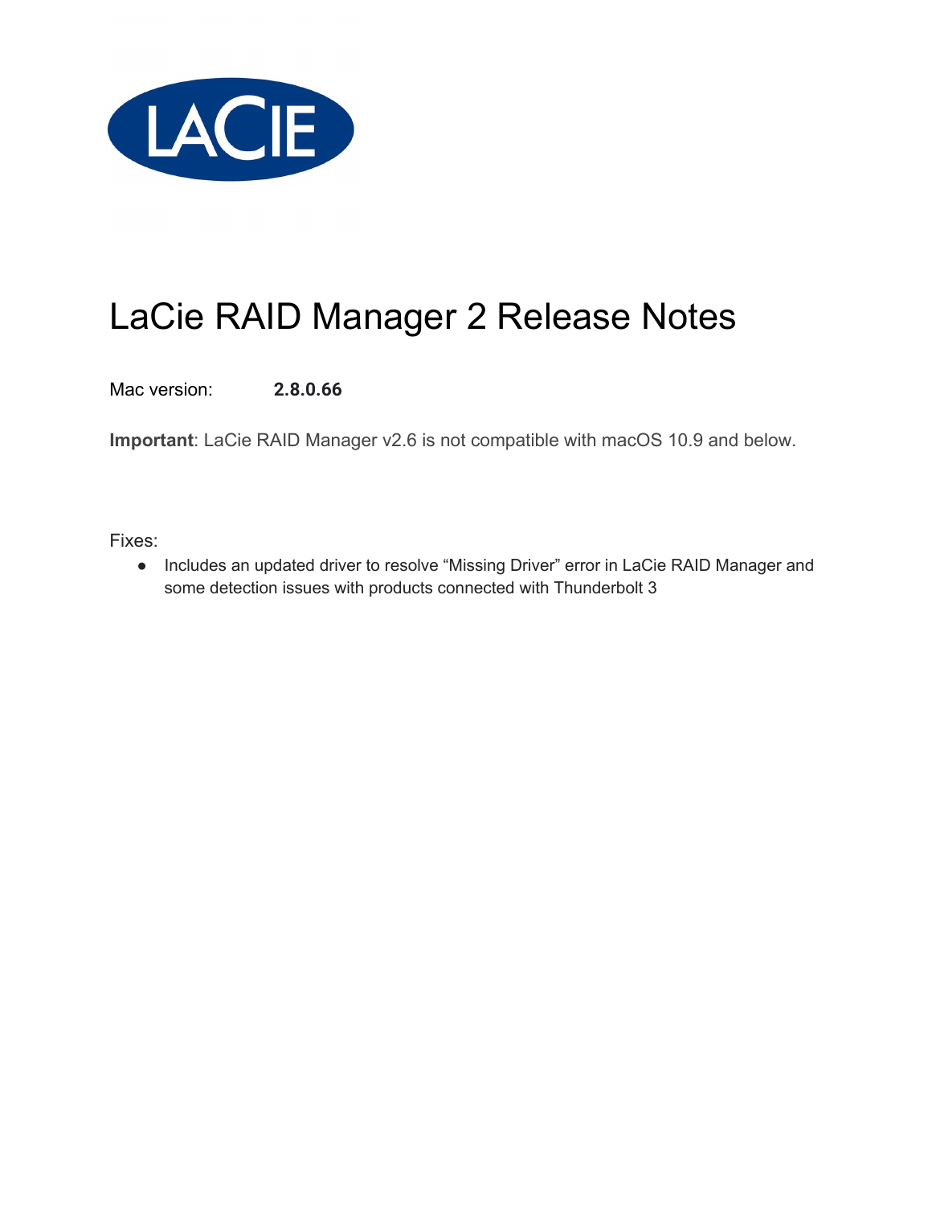# LaCie RAID Manager 2 Release Notes

Mac version: **2.8.0.66**

**Important**: LaCie RAID Manager v2.6 is not compatible with macOS 10.9 and below.

Fixes:

- Includes an updated driver to resolve "Missing Driver" error in LaCie RAID Manager and some detection issues with products connected with Thunderbolt 3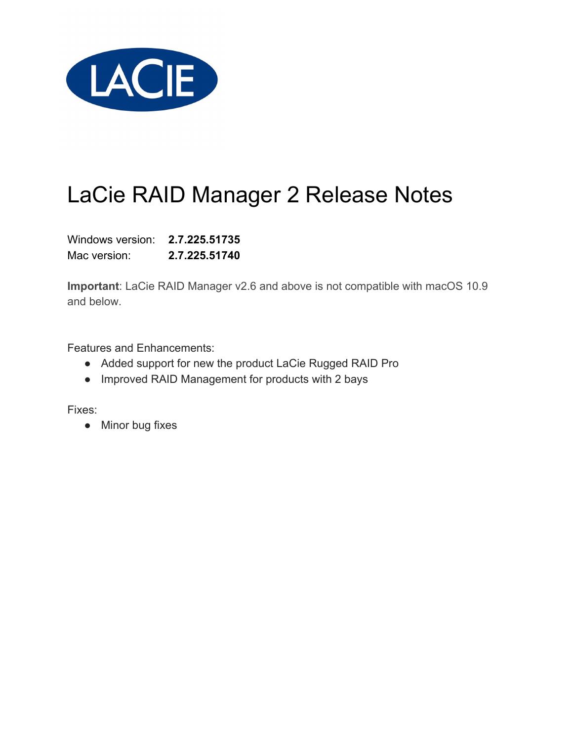# LaCie RAID Manager 2 Release Notes

Windows version: **2.7.225.51735**
Mac version: **2.7.225.51740**

**Important**: LaCie RAID Manager v2.6 and above is not compatible with macOS 10.9 and below.

Features and Enhancements:

- Added support for new the product LaCie Rugged RAID Pro
- Improved RAID Management for products with 2 bays

Fixes:

- Minor bug fixes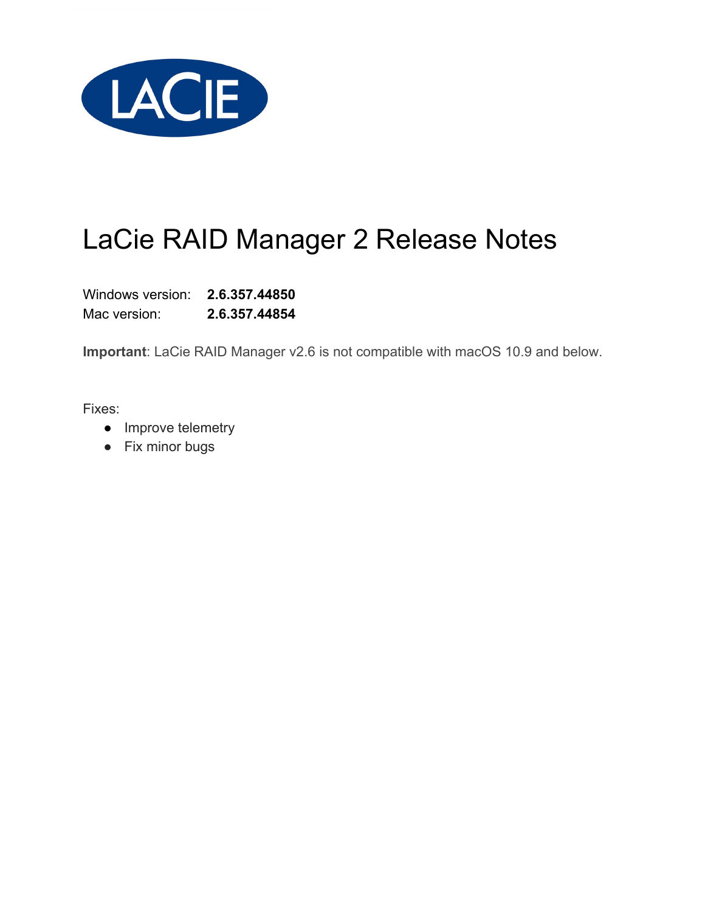# LaCie RAID Manager 2 Release Notes

Windows version: **2.6.357.44850**
Mac version: **2.6.357.44854**

**Important**: LaCie RAID Manager v2.6 is not compatible with macOS 10.9 and below.

Fixes:

- Improve telemetry
- Fix minor bugs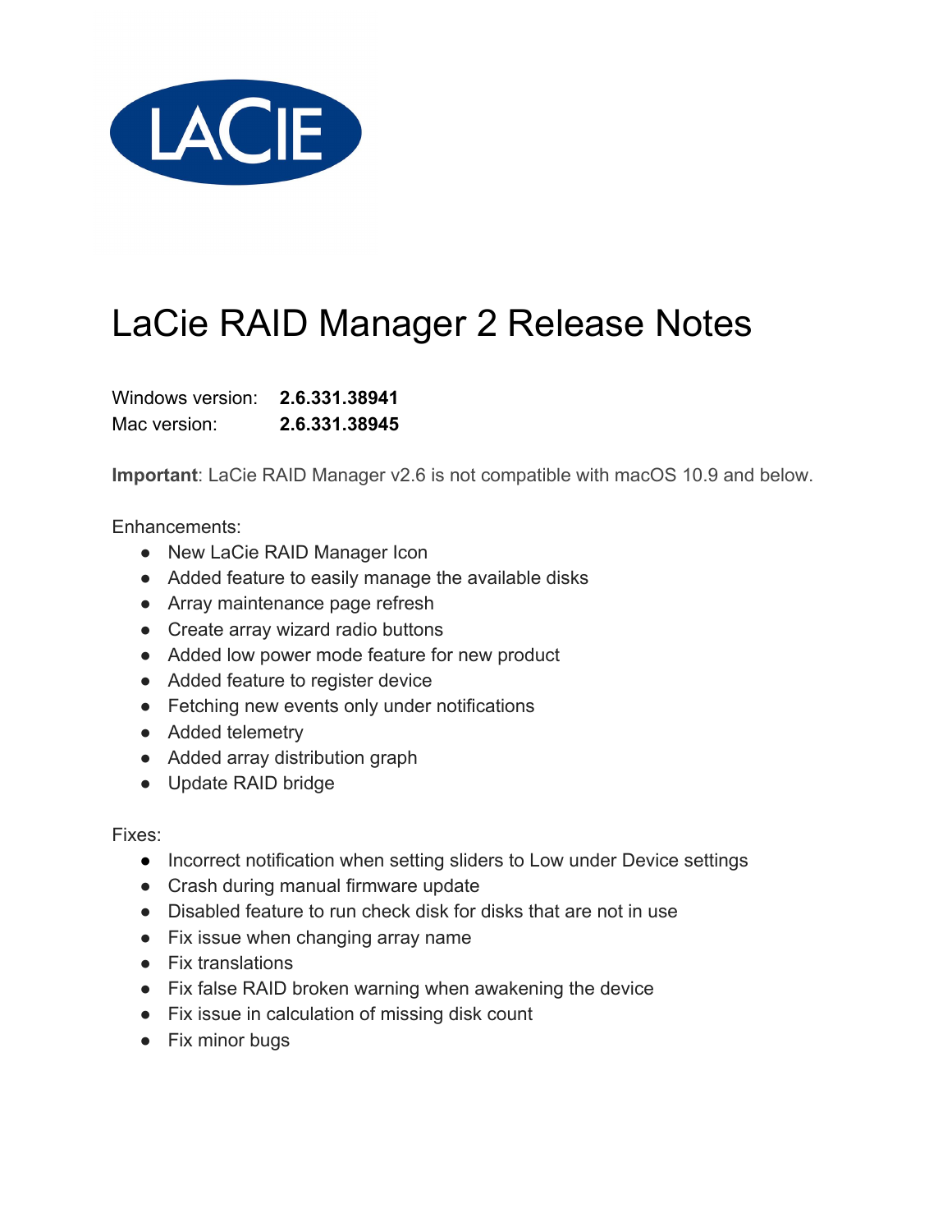# LaCie RAID Manager 2 Release Notes

Windows version: **2.6.331.38941**
Mac version: **2.6.331.38945**

**Important**: LaCie RAID Manager v2.6 is not compatible with macOS 10.9 and below.

Enhancements:

- New LaCie RAID Manager Icon
- Added feature to easily manage the available disks
- Array maintenance page refresh
- Create array wizard radio buttons
- Added low power mode feature for new product
- Added feature to register device
- Fetching new events only under notifications
- Added telemetry
- Added array distribution graph
- Update RAID bridge

Fixes:

- Incorrect notification when setting sliders to Low under Device settings
- Crash during manual firmware update
- Disabled feature to run check disk for disks that are not in use
- Fix issue when changing array name
- Fix translations
- Fix false RAID broken warning when awakening the device
- Fix issue in calculation of missing disk count
- Fix minor bugs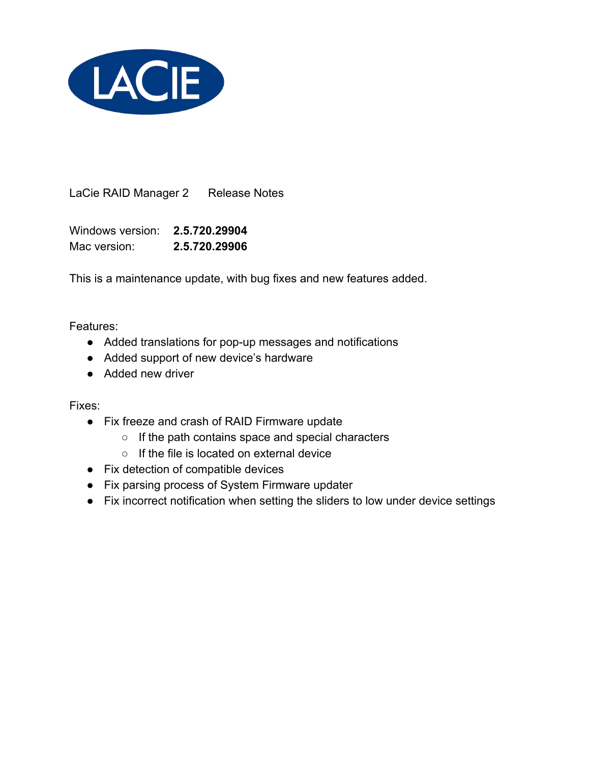LaCie RAID Manager 2 Release Notes

Windows version: **2.5.720.29904**
Mac version: **2.5.720.29906**

This is a maintenance update, with bug fixes and new features added.

Features:

- Added translations for pop-up messages and notifications
- Added support of new device's hardware
- Added new driver

Fixes:

- Fix freeze and crash of RAID Firmware update
  - If the path contains space and special characters
  - If the file is located on external device
- Fix detection of compatible devices
- Fix parsing process of System Firmware updater
- Fix incorrect notification when setting the sliders to low under device settings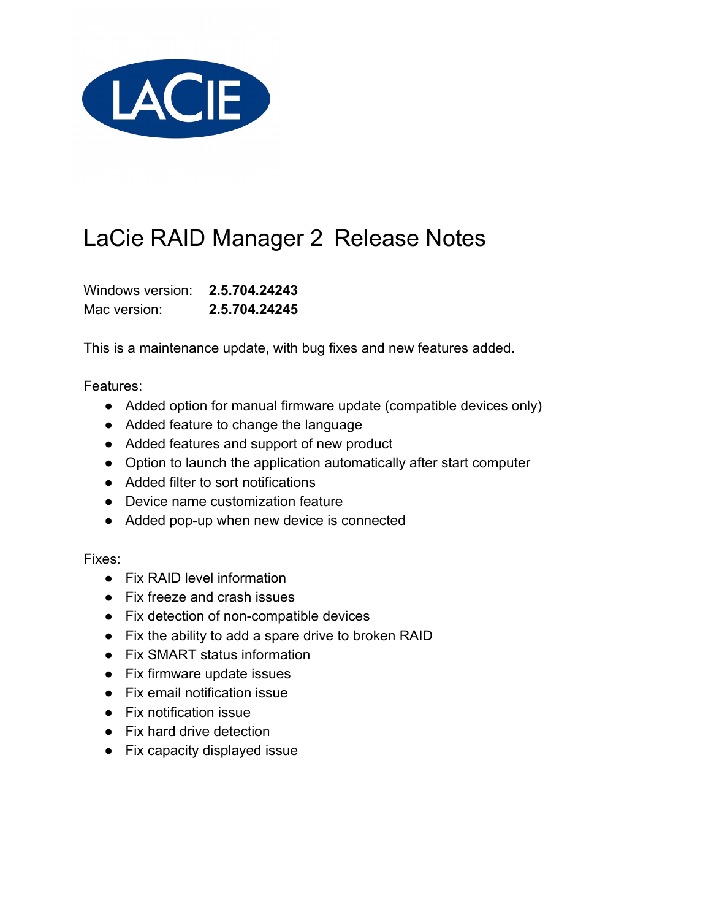# LaCie RAID Manager 2 Release Notes

Windows version: **2.5.704.24243**
Mac version: **2.5.704.24245**

This is a maintenance update, with bug fixes and new features added.

Features:

- Added option for manual firmware update (compatible devices only)
- Added feature to change the language
- Added features and support of new product
- Option to launch the application automatically after start computer
- Added filter to sort notifications
- Device name customization feature
- Added pop-up when new device is connected

Fixes:

- Fix RAID level information
- Fix freeze and crash issues
- Fix detection of non-compatible devices
- Fix the ability to add a spare drive to broken RAID
- Fix SMART status information
- Fix firmware update issues
- Fix email notification issue
- Fix notification issue
- Fix hard drive detection
- Fix capacity displayed issue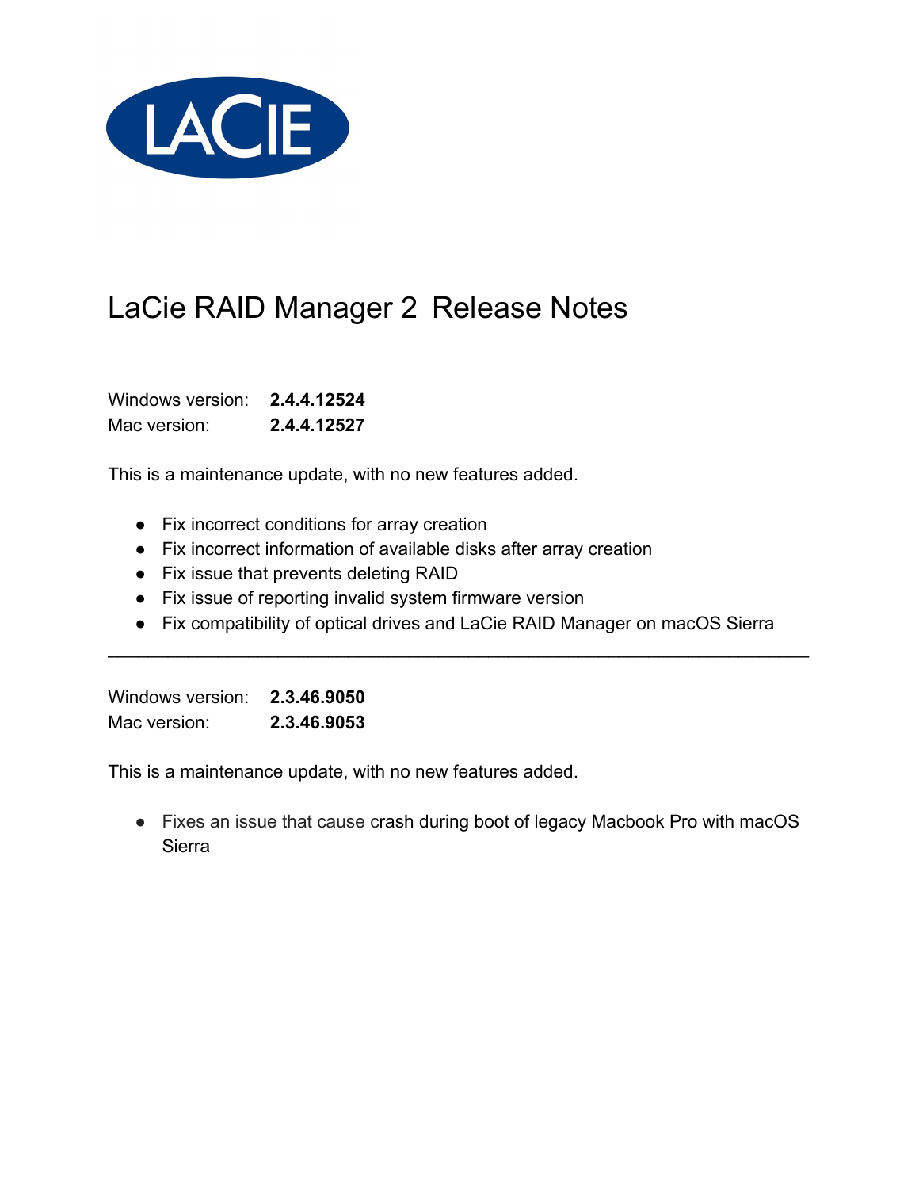# LaCie RAID Manager 2 Release Notes

Windows version: **2.4.4.12524**
Mac version: **2.4.4.12527**

This is a maintenance update, with no new features added.

- Fix incorrect conditions for array creation
- Fix incorrect information of available disks after array creation
- Fix issue that prevents deleting RAID
- Fix issue of reporting invalid system firmware version
- Fix compatibility of optical drives and LaCie RAID Manager on macOS Sierra

---

Windows version: **2.3.46.9050**
Mac version: **2.3.46.9053**

This is a maintenance update, with no new features added.

- Fixes an issue that cause crash during boot of legacy Macbook Pro with macOS Sierra